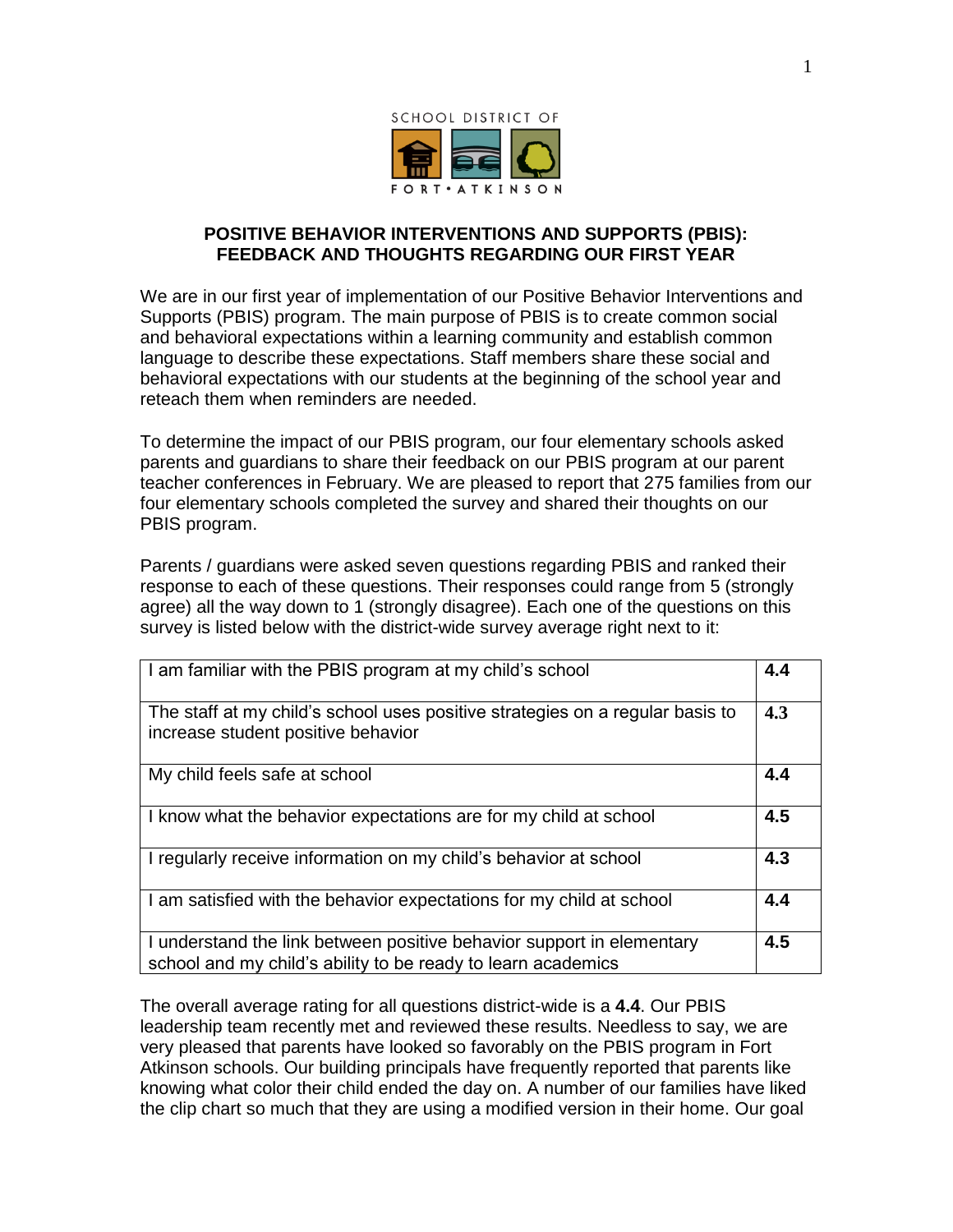SCHOOL DISTRICT OF FORT • ATKINSON

# POSITIVE BEHAVIOR INTERVENTIONS AND SUPPORTS (PBIS): FEEDBACK AND THOUGHTS REGARDING OUR FIRST YEAR

We are in our first year of implementation of our Positive Behavior Interventions and Supports (PBIS) program. The main purpose of PBIS is to create common social and behavioral expectations within a learning community and establish common language to describe these expectations. Staff members share these social and behavioral expectations with our students at the beginning of the school year and reteach them when reminders are needed.

To determine the impact of our PBIS program, our four elementary schools asked parents and guardians to share their feedback on our PBIS program at our parent teacher conferences in February. We are pleased to report that 275 families from our four elementary schools completed the survey and shared their thoughts on our PBIS program.

Parents / guardians were asked seven questions regarding PBIS and ranked their response to each of these questions. Their responses could range from 5 (strongly agree) all the way down to 1 (strongly disagree). Each one of the questions on this survey is listed below with the district-wide survey average right next to it:

| Question | Average |
|---|---|
| I am familiar with the PBIS program at my child's school | **4.4** |
| The staff at my child's school uses positive strategies on a regular basis to increase student positive behavior | **4.3** |
| My child feels safe at school | **4.4** |
| I know what the behavior expectations are for my child at school | **4.5** |
| I regularly receive information on my child's behavior at school | **4.3** |
| I am satisfied with the behavior expectations for my child at school | **4.4** |
| I understand the link between positive behavior support in elementary school and my child's ability to be ready to learn academics | **4.5** |

The overall average rating for all questions district-wide is a **4.4**. Our PBIS leadership team recently met and reviewed these results. Needless to say, we are very pleased that parents have looked so favorably on the PBIS program in Fort Atkinson schools. Our building principals have frequently reported that parents like knowing what color their child ended the day on. A number of our families have liked the clip chart so much that they are using a modified version in their home. Our goal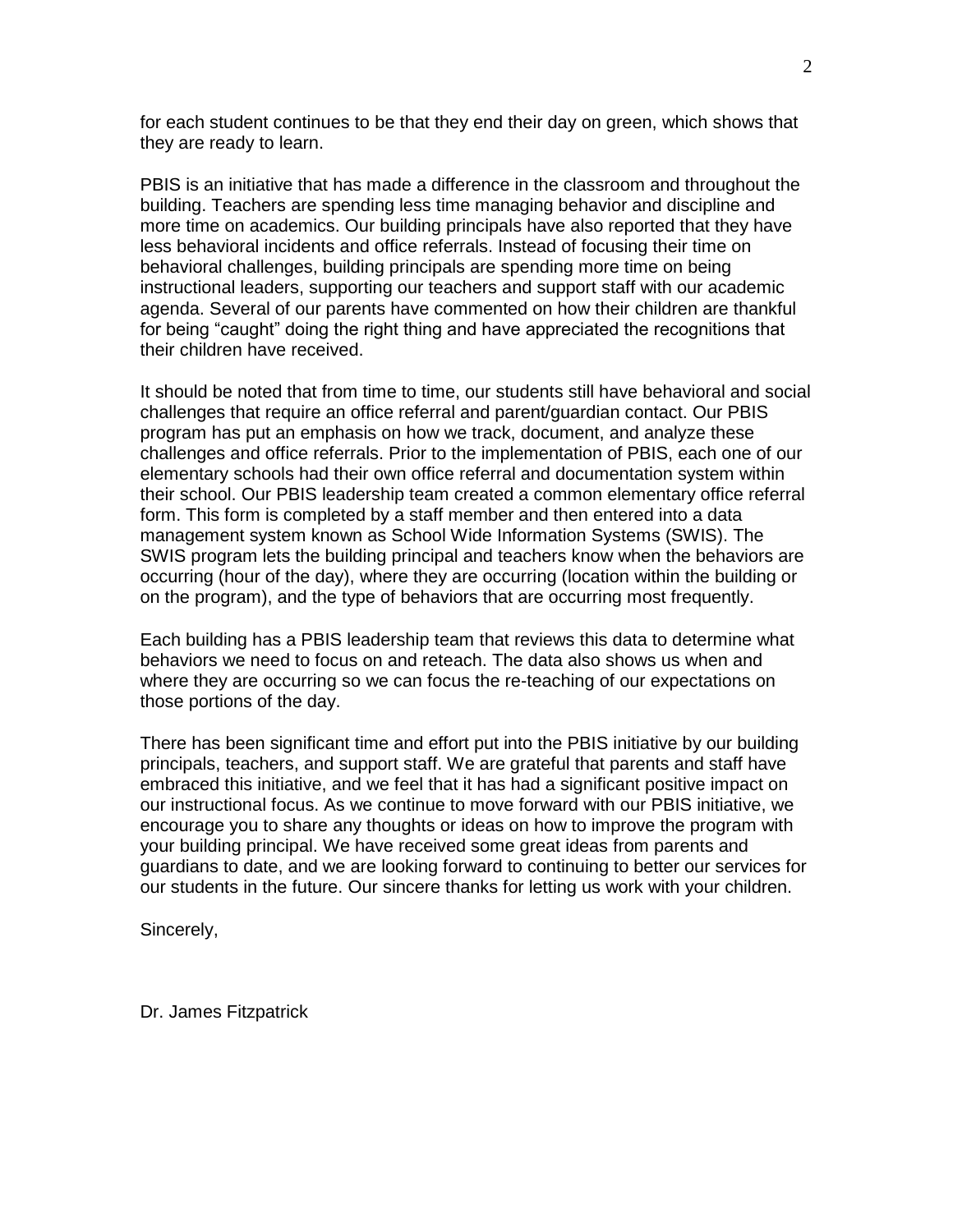for each student continues to be that they end their day on green, which shows that they are ready to learn.

PBIS is an initiative that has made a difference in the classroom and throughout the building. Teachers are spending less time managing behavior and discipline and more time on academics. Our building principals have also reported that they have less behavioral incidents and office referrals. Instead of focusing their time on behavioral challenges, building principals are spending more time on being instructional leaders, supporting our teachers and support staff with our academic agenda. Several of our parents have commented on how their children are thankful for being "caught" doing the right thing and have appreciated the recognitions that their children have received.

It should be noted that from time to time, our students still have behavioral and social challenges that require an office referral and parent/guardian contact. Our PBIS program has put an emphasis on how we track, document, and analyze these challenges and office referrals. Prior to the implementation of PBIS, each one of our elementary schools had their own office referral and documentation system within their school. Our PBIS leadership team created a common elementary office referral form. This form is completed by a staff member and then entered into a data management system known as School Wide Information Systems (SWIS). The SWIS program lets the building principal and teachers know when the behaviors are occurring (hour of the day), where they are occurring (location within the building or on the program), and the type of behaviors that are occurring most frequently.

Each building has a PBIS leadership team that reviews this data to determine what behaviors we need to focus on and reteach. The data also shows us when and where they are occurring so we can focus the re-teaching of our expectations on those portions of the day.

There has been significant time and effort put into the PBIS initiative by our building principals, teachers, and support staff. We are grateful that parents and staff have embraced this initiative, and we feel that it has had a significant positive impact on our instructional focus. As we continue to move forward with our PBIS initiative, we encourage you to share any thoughts or ideas on how to improve the program with your building principal. We have received some great ideas from parents and guardians to date, and we are looking forward to continuing to better our services for our students in the future. Our sincere thanks for letting us work with your children.

Sincerely,

Dr. James Fitzpatrick